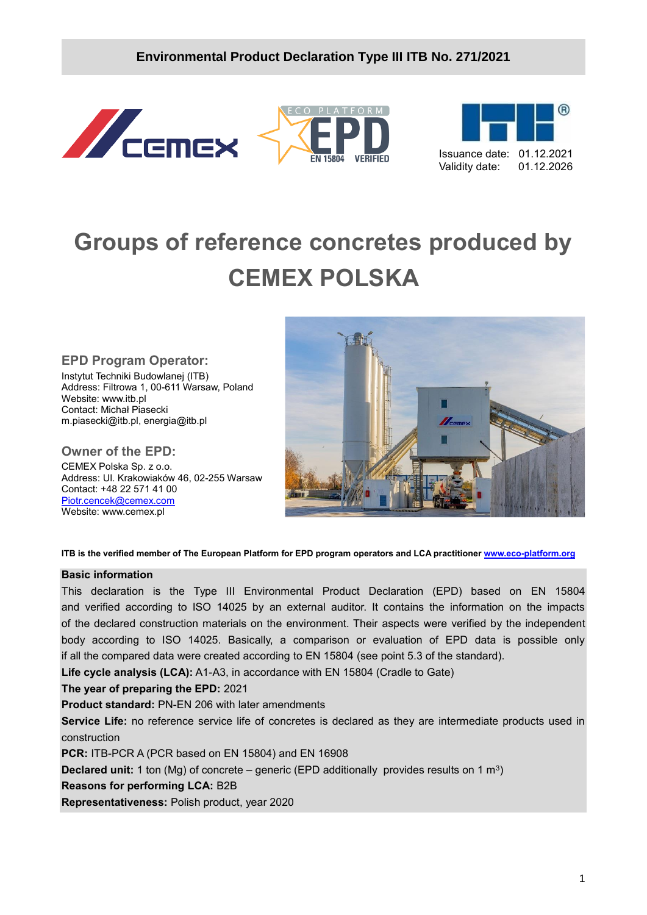**Environmental Product Declaration Type III ITB No. 271/2021**

Issuance date: 01.12.2021
Validity date: 01.12.2026

# Groups of reference concretes produced by CEMEX POLSKA

## EPD Program Operator:

Instytut Techniki Budowlanej (ITB)
Address: Filtrowa 1, 00-611 Warsaw, Poland
Website: www.itb.pl
Contact: Michał Piasecki
m.piasecki@itb.pl, energia@itb.pl

## Owner of the EPD:

CEMEX Polska Sp. z o.o.
Address: Ul. Krakowiaków 46, 02-255 Warsaw
Contact: +48 22 571 41 00
Piotr.cencek@cemex.com
Website: www.cemex.pl

**ITB is the verified member of The European Platform for EPD program operators and LCA practitioner www.eco-platform.org**

**Basic information**

This declaration is the Type III Environmental Product Declaration (EPD) based on EN 15804 and verified according to ISO 14025 by an external auditor. It contains the information on the impacts of the declared construction materials on the environment. Their aspects were verified by the independent body according to ISO 14025. Basically, a comparison or evaluation of EPD data is possible only if all the compared data were created according to EN 15804 (see point 5.3 of the standard).

**Life cycle analysis (LCA):** A1-A3, in accordance with EN 15804 (Cradle to Gate)

**The year of preparing the EPD:** 2021

**Product standard:** PN-EN 206 with later amendments

**Service Life:** no reference service life of concretes is declared as they are intermediate products used in construction

**PCR:** ITB-PCR A (PCR based on EN 15804) and EN 16908

**Declared unit:** 1 ton (Mg) of concrete – generic (EPD additionally provides results on 1 $m^3$)

**Reasons for performing LCA:** B2B

**Representativeness:** Polish product, year 2020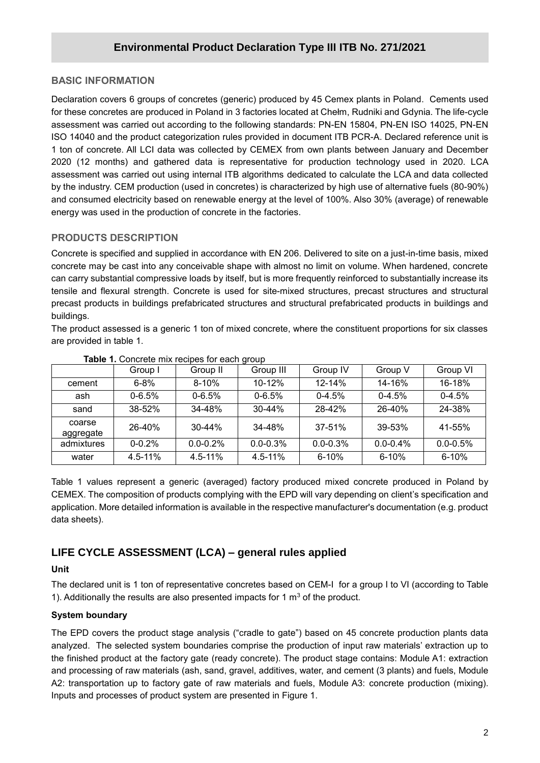## BASIC INFORMATION

Declaration covers 6 groups of concretes (generic) produced by 45 Cemex plants in Poland. Cements used for these concretes are produced in Poland in 3 factories located at Chełm, Rudniki and Gdynia. The life-cycle assessment was carried out according to the following standards: PN-EN 15804, PN-EN ISO 14025, PN-EN ISO 14040 and the product categorization rules provided in document ITB PCR-A. Declared reference unit is 1 ton of concrete. All LCI data was collected by CEMEX from own plants between January and December 2020 (12 months) and gathered data is representative for production technology used in 2020. LCA assessment was carried out using internal ITB algorithms dedicated to calculate the LCA and data collected by the industry. CEM production (used in concretes) is characterized by high use of alternative fuels (80-90%) and consumed electricity based on renewable energy at the level of 100%. Also 30% (average) of renewable energy was used in the production of concrete in the factories.

## PRODUCTS DESCRIPTION

Concrete is specified and supplied in accordance with EN 206. Delivered to site on a just-in-time basis, mixed concrete may be cast into any conceivable shape with almost no limit on volume. When hardened, concrete can carry substantial compressive loads by itself, but is more frequently reinforced to substantially increase its tensile and flexural strength. Concrete is used for site-mixed structures, precast structures and structural precast products in buildings prefabricated structures and structural prefabricated products in buildings and buildings.

The product assessed is a generic 1 ton of mixed concrete, where the constituent proportions for six classes are provided in table 1.

**Table 1.** Concrete mix recipes for each group

| | Group I | Group II | Group III | Group IV | Group V | Group VI |
|---|---|---|---|---|---|---|
| cement | 6-8% | 8-10% | 10-12% | 12-14% | 14-16% | 16-18% |
| ash | 0-6.5% | 0-6.5% | 0-6.5% | 0-4.5% | 0-4.5% | 0-4.5% |
| sand | 38-52% | 34-48% | 30-44% | 28-42% | 26-40% | 24-38% |
| coarse aggregate | 26-40% | 30-44% | 34-48% | 37-51% | 39-53% | 41-55% |
| admixtures | 0-0.2% | 0.0-0.2% | 0.0-0.3% | 0.0-0.3% | 0.0-0.4% | 0.0-0.5% |
| water | 4.5-11% | 4.5-11% | 4.5-11% | 6-10% | 6-10% | 6-10% |

Table 1 values represent a generic (averaged) factory produced mixed concrete produced in Poland by CEMEX. The composition of products complying with the EPD will vary depending on client's specification and application. More detailed information is available in the respective manufacturer's documentation (e.g. product data sheets).

# LIFE CYCLE ASSESSMENT (LCA) – general rules applied

### Unit

The declared unit is 1 ton of representative concretes based on CEM-I for a group I to VI (according to Table 1). Additionally the results are also presented impacts for 1 $m^3$ of the product.

### System boundary

The EPD covers the product stage analysis ("cradle to gate") based on 45 concrete production plants data analyzed. The selected system boundaries comprise the production of input raw materials' extraction up to the finished product at the factory gate (ready concrete). The product stage contains: Module A1: extraction and processing of raw materials (ash, sand, gravel, additives, water, and cement (3 plants) and fuels, Module A2: transportation up to factory gate of raw materials and fuels, Module A3: concrete production (mixing). Inputs and processes of product system are presented in Figure 1.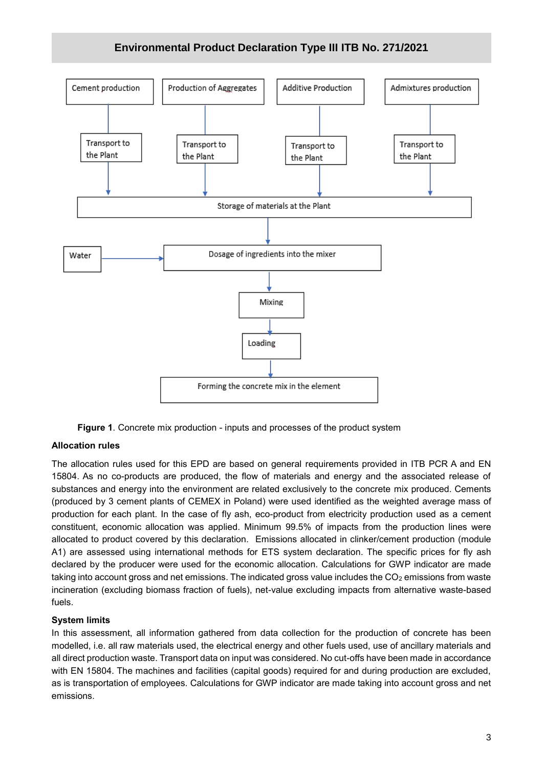**Figure 1**. Concrete mix production - inputs and processes of the product system

### Allocation rules

The allocation rules used for this EPD are based on general requirements provided in ITB PCR A and EN 15804. As no co-products are produced, the flow of materials and energy and the associated release of substances and energy into the environment are related exclusively to the concrete mix produced. Cements (produced by 3 cement plants of CEMEX in Poland) were used identified as the weighted average mass of production for each plant. In the case of fly ash, eco-product from electricity production used as a cement constituent, economic allocation was applied. Minimum 99.5% of impacts from the production lines were allocated to product covered by this declaration. Emissions allocated in clinker/cement production (module A1) are assessed using international methods for ETS system declaration. The specific prices for fly ash declared by the producer were used for the economic allocation. Calculations for GWP indicator are made taking into account gross and net emissions. The indicated gross value includes the $CO_2$ emissions from waste incineration (excluding biomass fraction of fuels), net-value excluding impacts from alternative waste-based fuels.

### System limits

In this assessment, all information gathered from data collection for the production of concrete has been modelled, i.e. all raw materials used, the electrical energy and other fuels used, use of ancillary materials and all direct production waste. Transport data on input was considered. No cut-offs have been made in accordance with EN 15804. The machines and facilities (capital goods) required for and during production are excluded, as is transportation of employees. Calculations for GWP indicator are made taking into account gross and net emissions.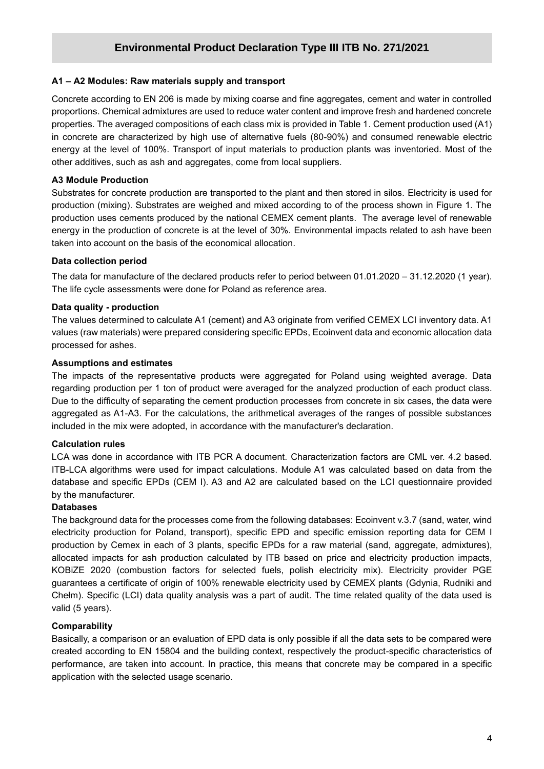### A1 – A2 Modules: Raw materials supply and transport

Concrete according to EN 206 is made by mixing coarse and fine aggregates, cement and water in controlled proportions. Chemical admixtures are used to reduce water content and improve fresh and hardened concrete properties. The averaged compositions of each class mix is provided in Table 1. Cement production used (A1) in concrete are characterized by high use of alternative fuels (80-90%) and consumed renewable electric energy at the level of 100%. Transport of input materials to production plants was inventoried. Most of the other additives, such as ash and aggregates, come from local suppliers.

### A3 Module Production

Substrates for concrete production are transported to the plant and then stored in silos. Electricity is used for production (mixing). Substrates are weighed and mixed according to of the process shown in Figure 1. The production uses cements produced by the national CEMEX cement plants. The average level of renewable energy in the production of concrete is at the level of 30%. Environmental impacts related to ash have been taken into account on the basis of the economical allocation.

### Data collection period

The data for manufacture of the declared products refer to period between 01.01.2020 – 31.12.2020 (1 year). The life cycle assessments were done for Poland as reference area.

### Data quality - production

The values determined to calculate A1 (cement) and A3 originate from verified CEMEX LCI inventory data. A1 values (raw materials) were prepared considering specific EPDs, Ecoinvent data and economic allocation data processed for ashes.

### Assumptions and estimates

The impacts of the representative products were aggregated for Poland using weighted average. Data regarding production per 1 ton of product were averaged for the analyzed production of each product class. Due to the difficulty of separating the cement production processes from concrete in six cases, the data were aggregated as A1-A3. For the calculations, the arithmetical averages of the ranges of possible substances included in the mix were adopted, in accordance with the manufacturer's declaration.

### Calculation rules

LCA was done in accordance with ITB PCR A document. Characterization factors are CML ver. 4.2 based. ITB-LCA algorithms were used for impact calculations. Module A1 was calculated based on data from the database and specific EPDs (CEM I). A3 and A2 are calculated based on the LCI questionnaire provided by the manufacturer.

### Databases

The background data for the processes come from the following databases: Ecoinvent v.3.7 (sand, water, wind electricity production for Poland, transport), specific EPD and specific emission reporting data for CEM I production by Cemex in each of 3 plants, specific EPDs for a raw material (sand, aggregate, admixtures), allocated impacts for ash production calculated by ITB based on price and electricity production impacts, KOBiZE 2020 (combustion factors for selected fuels, polish electricity mix). Electricity provider PGE guarantees a certificate of origin of 100% renewable electricity used by CEMEX plants (Gdynia, Rudniki and Chełm). Specific (LCI) data quality analysis was a part of audit. The time related quality of the data used is valid (5 years).

### Comparability

Basically, a comparison or an evaluation of EPD data is only possible if all the data sets to be compared were created according to EN 15804 and the building context, respectively the product-specific characteristics of performance, are taken into account. In practice, this means that concrete may be compared in a specific application with the selected usage scenario.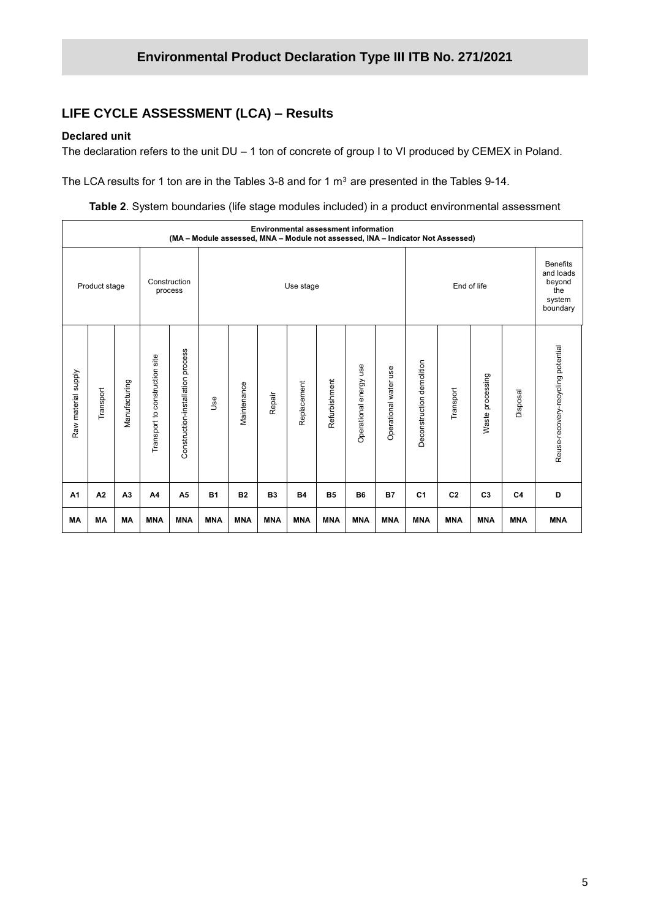## LIFE CYCLE ASSESSMENT (LCA) – Results

**Declared unit**

The declaration refers to the unit DU – 1 ton of concrete of group I to VI produced by CEMEX in Poland.

The LCA results for 1 ton are in the Tables 3-8 and for 1 m$^3$ are presented in the Tables 9-14.

**Table 2**. System boundaries (life stage modules included) in a product environmental assessment

| Environmental assessment information (MA – Module assessed, MNA – Module not assessed, INA – Indicator Not Assessed) | | | | | | | | | | | | | | | | |
|---|---|---|---|---|---|---|---|---|---|---|---|---|---|---|---|---|
| Product stage | | | Construction process | | Use stage | | | | | | | End of life | | | | Benefits and loads beyond the system boundary |
| Raw material supply | Transport | Manufacturing | Transport to construction site | Construction-installation process | Use | Maintenance | Repair | Replacement | Refurbishment | Operational energy use | Operational water use | Deconstruction demolition | Transport | Waste processing | Disposal | Reuse-recovery-recycling potential |
| **A1** | **A2** | **A3** | **A4** | **A5** | **B1** | **B2** | **B3** | **B4** | **B5** | **B6** | **B7** | **C1** | **C2** | **C3** | **C4** | **D** |
| **MA** | **MA** | **MA** | **MNA** | **MNA** | **MNA** | **MNA** | **MNA** | **MNA** | **MNA** | **MNA** | **MNA** | **MNA** | **MNA** | **MNA** | **MNA** | **MNA** |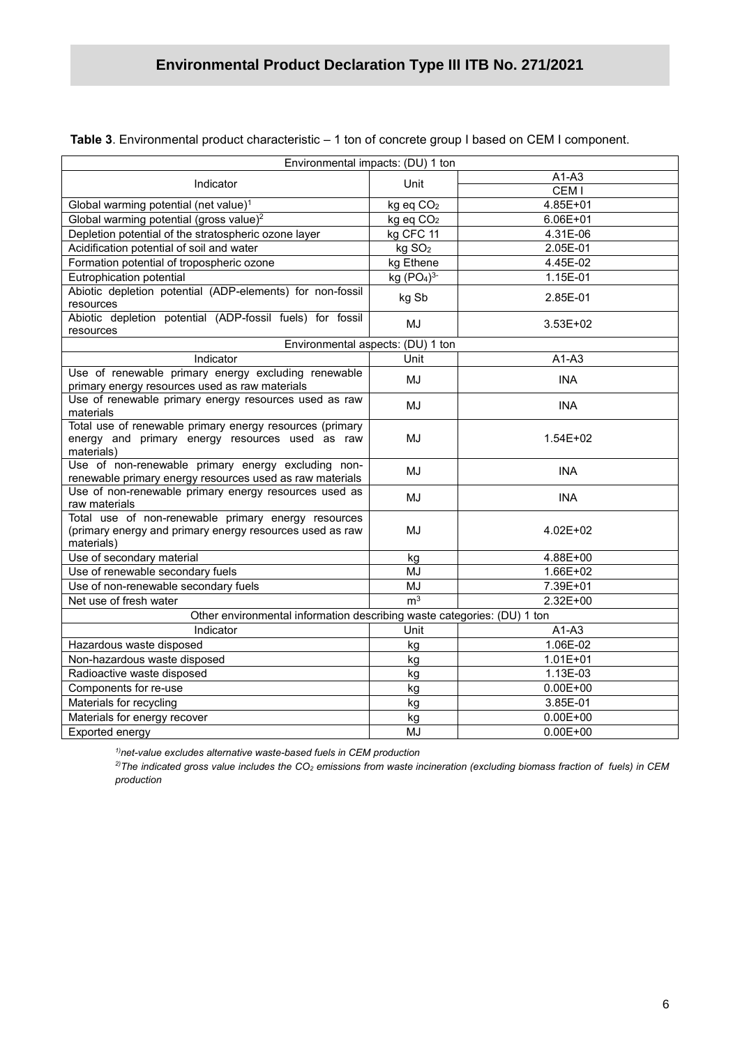**Table 3**. Environmental product characteristic – 1 ton of concrete group I based on CEM I component.

| Environmental impacts: (DU) 1 ton | | |
|---|---|---|
| Indicator | Unit | A1-A3 |
| | | CEM I |
| Global warming potential (net value)[1] | kg eq $CO_2$ | 4.85E+01 |
| Global warming potential (gross value)[2] | kg eq $CO_2$ | 6.06E+01 |
| Depletion potential of the stratospheric ozone layer | kg CFC 11 | 4.31E-06 |
| Acidification potential of soil and water | kg $SO_2$ | 2.05E-01 |
| Formation potential of tropospheric ozone | kg Ethene | 4.45E-02 |
| Eutrophication potential | kg $(PO_4)^{3-}$ | 1.15E-01 |
| Abiotic depletion potential (ADP-elements) for non-fossil resources | kg Sb | 2.85E-01 |
| Abiotic depletion potential (ADP-fossil fuels) for fossil resources | MJ | 3.53E+02 |
| Environmental aspects: (DU) 1 ton | | |
| Indicator | Unit | A1-A3 |
| Use of renewable primary energy excluding renewable primary energy resources used as raw materials | MJ | INA |
| Use of renewable primary energy resources used as raw materials | MJ | INA |
| Total use of renewable primary energy resources (primary energy and primary energy resources used as raw materials) | MJ | 1.54E+02 |
| Use of non-renewable primary energy excluding non-renewable primary energy resources used as raw materials | MJ | INA |
| Use of non-renewable primary energy resources used as raw materials | MJ | INA |
| Total use of non-renewable primary energy resources (primary energy and primary energy resources used as raw materials) | MJ | 4.02E+02 |
| Use of secondary material | kg | 4.88E+00 |
| Use of renewable secondary fuels | MJ | 1.66E+02 |
| Use of non-renewable secondary fuels | MJ | 7.39E+01 |
| Net use of fresh water | $m^3$ | 2.32E+00 |
| Other environmental information describing waste categories: (DU) 1 ton | | |
| Indicator | Unit | A1-A3 |
| Hazardous waste disposed | kg | 1.06E-02 |
| Non-hazardous waste disposed | kg | 1.01E+01 |
| Radioactive waste disposed | kg | 1.13E-03 |
| Components for re-use | kg | 0.00E+00 |
| Materials for recycling | kg | 3.85E-01 |
| Materials for energy recover | kg | 0.00E+00 |
| Exported energy | MJ | 0.00E+00 |

*[1)]net-value excludes alternative waste-based fuels in CEM production*

*[2)]The indicated gross value includes the $CO_2$ emissions from waste incineration (excluding biomass fraction of fuels) in CEM production*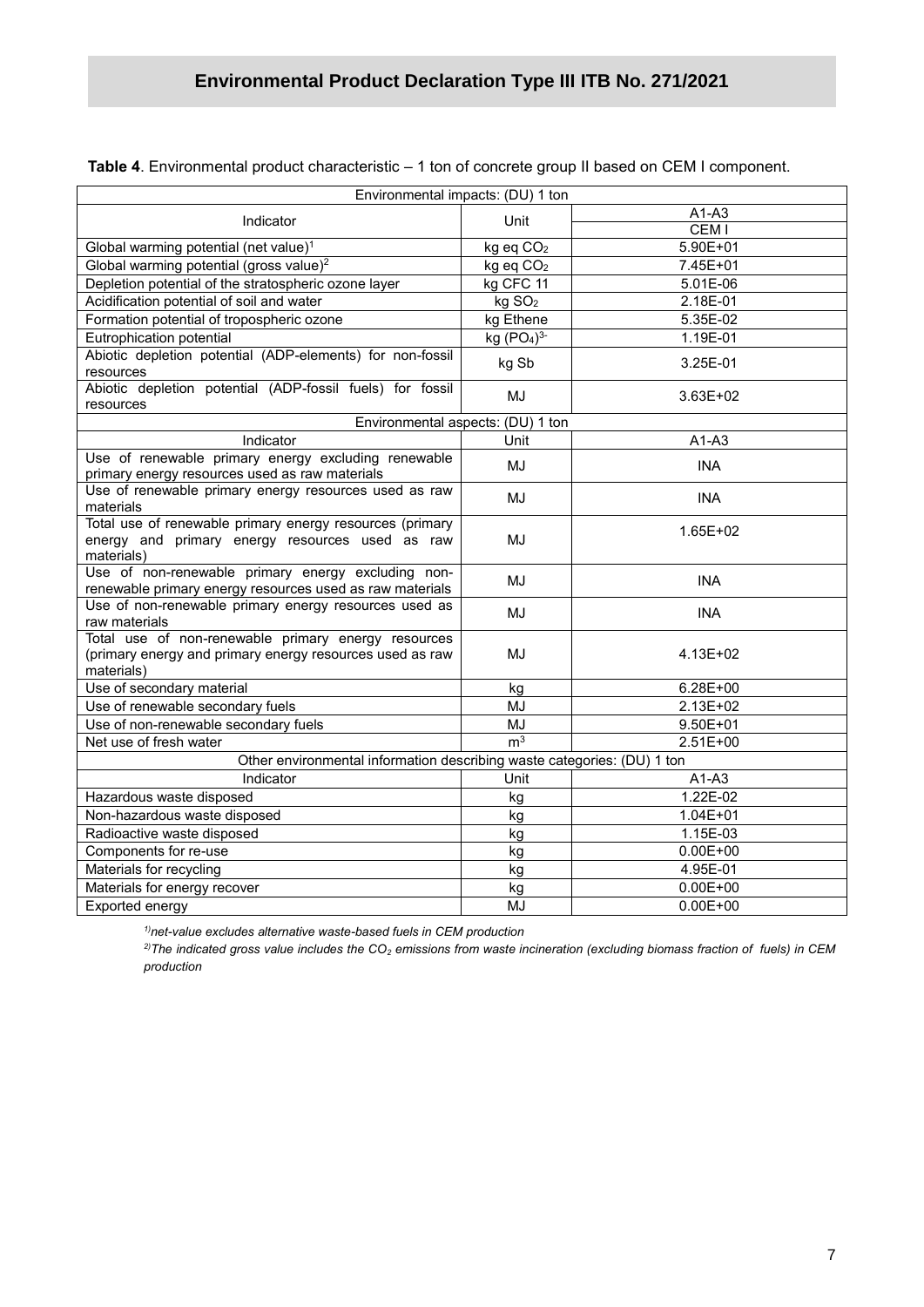**Table 4**. Environmental product characteristic – 1 ton of concrete group II based on CEM I component.

| Environmental impacts: (DU) 1 ton | | |
|---|---|---|
| Indicator | Unit | A1-A3 |
| | | CEM I |
| Global warming potential (net value)[1] | kg eq $CO_2$ | 5.90E+01 |
| Global warming potential (gross value)[2] | kg eq $CO_2$ | 7.45E+01 |
| Depletion potential of the stratospheric ozone layer | kg CFC 11 | 5.01E-06 |
| Acidification potential of soil and water | kg $SO_2$ | 2.18E-01 |
| Formation potential of tropospheric ozone | kg Ethene | 5.35E-02 |
| Eutrophication potential | kg $(PO_4)^{3-}$ | 1.19E-01 |
| Abiotic depletion potential (ADP-elements) for non-fossil resources | kg Sb | 3.25E-01 |
| Abiotic depletion potential (ADP-fossil fuels) for fossil resources | MJ | 3.63E+02 |
| **Environmental aspects: (DU) 1 ton** | | |
| Indicator | Unit | A1-A3 |
| Use of renewable primary energy excluding renewable primary energy resources used as raw materials | MJ | INA |
| Use of renewable primary energy resources used as raw materials | MJ | INA |
| Total use of renewable primary energy resources (primary energy and primary energy resources used as raw materials) | MJ | 1.65E+02 |
| Use of non-renewable primary energy excluding non-renewable primary energy resources used as raw materials | MJ | INA |
| Use of non-renewable primary energy resources used as raw materials | MJ | INA |
| Total use of non-renewable primary energy resources (primary energy and primary energy resources used as raw materials) | MJ | 4.13E+02 |
| Use of secondary material | kg | 6.28E+00 |
| Use of renewable secondary fuels | MJ | 2.13E+02 |
| Use of non-renewable secondary fuels | MJ | 9.50E+01 |
| Net use of fresh water | $m^3$ | 2.51E+00 |
| **Other environmental information describing waste categories: (DU) 1 ton** | | |
| Indicator | Unit | A1-A3 |
| Hazardous waste disposed | kg | 1.22E-02 |
| Non-hazardous waste disposed | kg | 1.04E+01 |
| Radioactive waste disposed | kg | 1.15E-03 |
| Components for re-use | kg | 0.00E+00 |
| Materials for recycling | kg | 4.95E-01 |
| Materials for energy recover | kg | 0.00E+00 |
| Exported energy | MJ | 0.00E+00 |

*[1]) net-value excludes alternative waste-based fuels in CEM production*

*[2]) The indicated gross value includes the $CO_2$ emissions from waste incineration (excluding biomass fraction of fuels) in CEM production*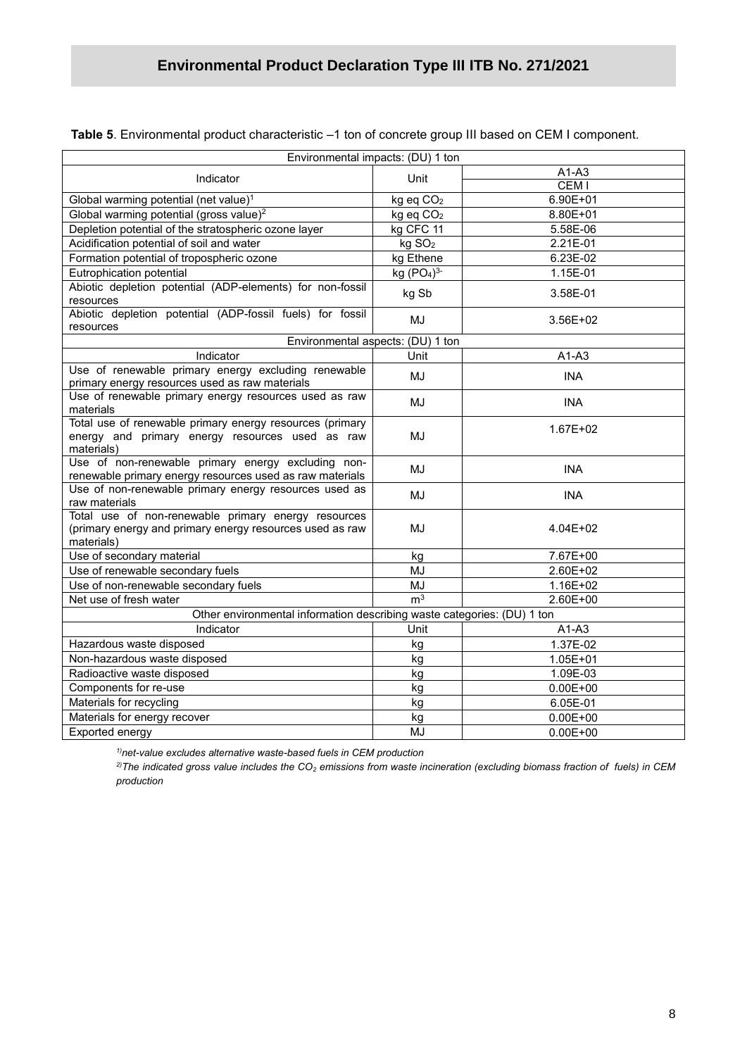**Table 5**. Environmental product characteristic –1 ton of concrete group III based on CEM I component.

| Environmental impacts: (DU) 1 ton | | |
|---|---|---|
| Indicator | Unit | A1-A3 |
| | | CEM I |
| Global warming potential (net value)[1] | kg eq $CO_2$ | 6.90E+01 |
| Global warming potential (gross value)[2] | kg eq $CO_2$ | 8.80E+01 |
| Depletion potential of the stratospheric ozone layer | kg CFC 11 | 5.58E-06 |
| Acidification potential of soil and water | kg $SO_2$ | 2.21E-01 |
| Formation potential of tropospheric ozone | kg Ethene | 6.23E-02 |
| Eutrophication potential | kg $(PO_4)^{3-}$ | 1.15E-01 |
| Abiotic depletion potential (ADP-elements) for non-fossil resources | kg Sb | 3.58E-01 |
| Abiotic depletion potential (ADP-fossil fuels) for fossil resources | MJ | 3.56E+02 |
| **Environmental aspects: (DU) 1 ton** | | |
| Indicator | Unit | A1-A3 |
| Use of renewable primary energy excluding renewable primary energy resources used as raw materials | MJ | INA |
| Use of renewable primary energy resources used as raw materials | MJ | INA |
| Total use of renewable primary energy resources (primary energy and primary energy resources used as raw materials) | MJ | 1.67E+02 |
| Use of non-renewable primary energy excluding non-renewable primary energy resources used as raw materials | MJ | INA |
| Use of non-renewable primary energy resources used as raw materials | MJ | INA |
| Total use of non-renewable primary energy resources (primary energy and primary energy resources used as raw materials) | MJ | 4.04E+02 |
| Use of secondary material | kg | 7.67E+00 |
| Use of renewable secondary fuels | MJ | 2.60E+02 |
| Use of non-renewable secondary fuels | MJ | 1.16E+02 |
| Net use of fresh water | $m^3$ | 2.60E+00 |
| **Other environmental information describing waste categories: (DU) 1 ton** | | |
| Indicator | Unit | A1-A3 |
| Hazardous waste disposed | kg | 1.37E-02 |
| Non-hazardous waste disposed | kg | 1.05E+01 |
| Radioactive waste disposed | kg | 1.09E-03 |
| Components for re-use | kg | 0.00E+00 |
| Materials for recycling | kg | 6.05E-01 |
| Materials for energy recover | kg | 0.00E+00 |
| Exported energy | MJ | 0.00E+00 |

*1) net-value excludes alternative waste-based fuels in CEM production*

*2) The indicated gross value includes the $CO_2$ emissions from waste incineration (excluding biomass fraction of fuels) in CEM production*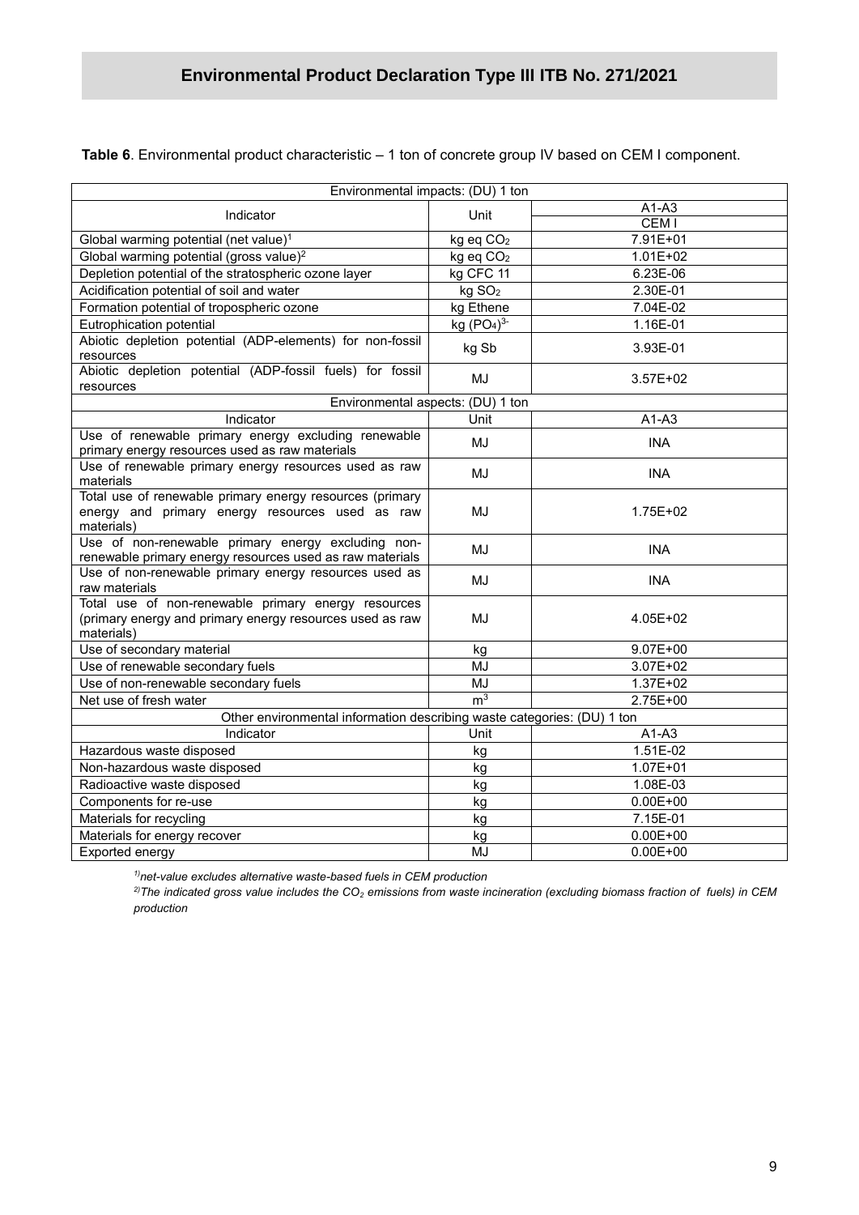**Table 6**. Environmental product characteristic – 1 ton of concrete group IV based on CEM I component.

| Environmental impacts: (DU) 1 ton | | |
|---|---|---|
| Indicator | Unit | A1-A3 |
| | | CEM I |
| Global warming potential (net value)[1] | kg eq $CO_2$ | 7.91E+01 |
| Global warming potential (gross value)[2] | kg eq $CO_2$ | 1.01E+02 |
| Depletion potential of the stratospheric ozone layer | kg CFC 11 | 6.23E-06 |
| Acidification potential of soil and water | kg $SO_2$ | 2.30E-01 |
| Formation potential of tropospheric ozone | kg Ethene | 7.04E-02 |
| Eutrophication potential | kg $(PO_4)^{3-}$ | 1.16E-01 |
| Abiotic depletion potential (ADP-elements) for non-fossil resources | kg Sb | 3.93E-01 |
| Abiotic depletion potential (ADP-fossil fuels) for fossil resources | MJ | 3.57E+02 |
| **Environmental aspects: (DU) 1 ton** | | |
| Indicator | Unit | A1-A3 |
| Use of renewable primary energy excluding renewable primary energy resources used as raw materials | MJ | INA |
| Use of renewable primary energy resources used as raw materials | MJ | INA |
| Total use of renewable primary energy resources (primary energy and primary energy resources used as raw materials) | MJ | 1.75E+02 |
| Use of non-renewable primary energy excluding non-renewable primary energy resources used as raw materials | MJ | INA |
| Use of non-renewable primary energy resources used as raw materials | MJ | INA |
| Total use of non-renewable primary energy resources (primary energy and primary energy resources used as raw materials) | MJ | 4.05E+02 |
| Use of secondary material | kg | 9.07E+00 |
| Use of renewable secondary fuels | MJ | 3.07E+02 |
| Use of non-renewable secondary fuels | MJ | 1.37E+02 |
| Net use of fresh water | $m^3$ | 2.75E+00 |
| **Other environmental information describing waste categories: (DU) 1 ton** | | |
| Indicator | Unit | A1-A3 |
| Hazardous waste disposed | kg | 1.51E-02 |
| Non-hazardous waste disposed | kg | 1.07E+01 |
| Radioactive waste disposed | kg | 1.08E-03 |
| Components for re-use | kg | 0.00E+00 |
| Materials for recycling | kg | 7.15E-01 |
| Materials for energy recover | kg | 0.00E+00 |
| Exported energy | MJ | 0.00E+00 |

*1) net-value excludes alternative waste-based fuels in CEM production*

*2) The indicated gross value includes the $CO_2$ emissions from waste incineration (excluding biomass fraction of fuels) in CEM production*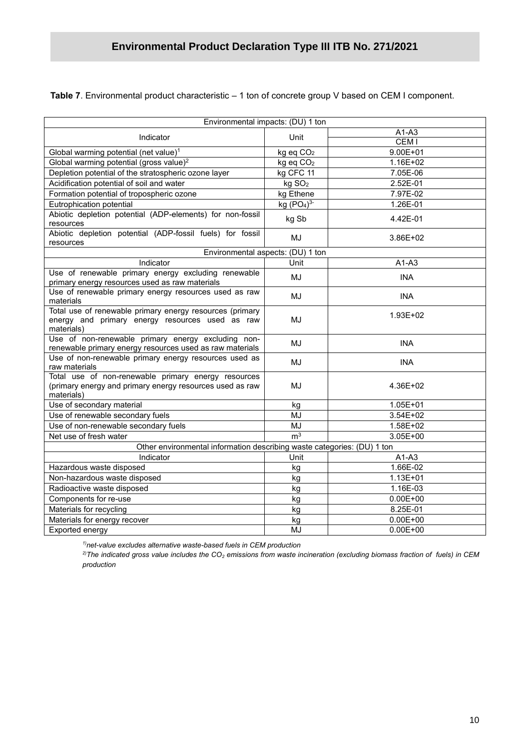**Table 7**. Environmental product characteristic – 1 ton of concrete group V based on CEM I component.

| Environmental impacts: (DU) 1 ton | | |
|---|---|---|
| Indicator | Unit | A1-A3 |
| | | CEM I |
| Global warming potential (net value)[1] | kg eq $CO_2$ | 9.00E+01 |
| Global warming potential (gross value)[2] | kg eq $CO_2$ | 1.16E+02 |
| Depletion potential of the stratospheric ozone layer | kg CFC 11 | 7.05E-06 |
| Acidification potential of soil and water | kg $SO_2$ | 2.52E-01 |
| Formation potential of tropospheric ozone | kg Ethene | 7.97E-02 |
| Eutrophication potential | kg $(PO_4)^{3-}$ | 1.26E-01 |
| Abiotic depletion potential (ADP-elements) for non-fossil resources | kg Sb | 4.42E-01 |
| Abiotic depletion potential (ADP-fossil fuels) for fossil resources | MJ | 3.86E+02 |
| **Environmental aspects: (DU) 1 ton** | | |
| Indicator | Unit | A1-A3 |
| Use of renewable primary energy excluding renewable primary energy resources used as raw materials | MJ | INA |
| Use of renewable primary energy resources used as raw materials | MJ | INA |
| Total use of renewable primary energy resources (primary energy and primary energy resources used as raw materials) | MJ | 1.93E+02 |
| Use of non-renewable primary energy excluding non-renewable primary energy resources used as raw materials | MJ | INA |
| Use of non-renewable primary energy resources used as raw materials | MJ | INA |
| Total use of non-renewable primary energy resources (primary energy and primary energy resources used as raw materials) | MJ | 4.36E+02 |
| Use of secondary material | kg | 1.05E+01 |
| Use of renewable secondary fuels | MJ | 3.54E+02 |
| Use of non-renewable secondary fuels | MJ | 1.58E+02 |
| Net use of fresh water | $m^3$ | 3.05E+00 |
| **Other environmental information describing waste categories: (DU) 1 ton** | | |
| Indicator | Unit | A1-A3 |
| Hazardous waste disposed | kg | 1.66E-02 |
| Non-hazardous waste disposed | kg | 1.13E+01 |
| Radioactive waste disposed | kg | 1.16E-03 |
| Components for re-use | kg | 0.00E+00 |
| Materials for recycling | kg | 8.25E-01 |
| Materials for energy recover | kg | 0.00E+00 |
| Exported energy | MJ | 0.00E+00 |

*[1)] net-value excludes alternative waste-based fuels in CEM production*

*[2)] The indicated gross value includes the $CO_2$ emissions from waste incineration (excluding biomass fraction of fuels) in CEM production*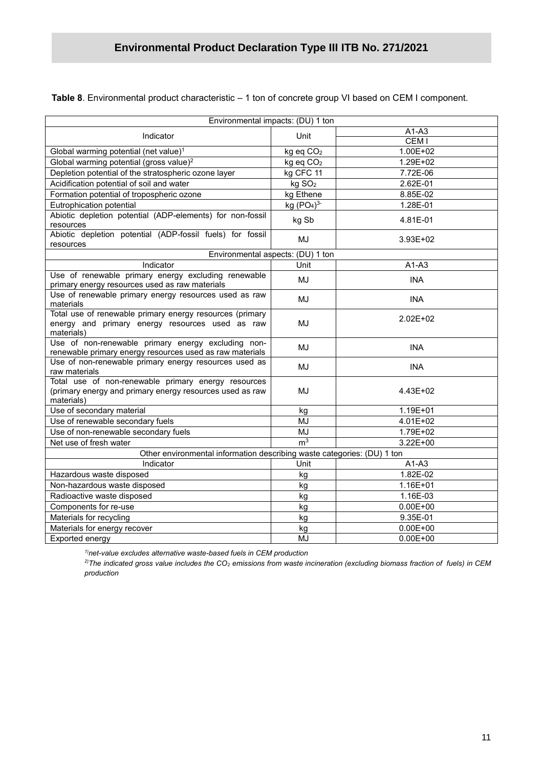**Table 8**. Environmental product characteristic – 1 ton of concrete group VI based on CEM I component.

| Environmental impacts: (DU) 1 ton | | |
|---|---|---|
| Indicator | Unit | A1-A3 |
| | | CEM I |
| Global warming potential (net value)[1] | kg eq $CO_2$ | 1.00E+02 |
| Global warming potential (gross value)[2] | kg eq $CO_2$ | 1.29E+02 |
| Depletion potential of the stratospheric ozone layer | kg CFC 11 | 7.72E-06 |
| Acidification potential of soil and water | kg $SO_2$ | 2.62E-01 |
| Formation potential of tropospheric ozone | kg Ethene | 8.85E-02 |
| Eutrophication potential | kg $(PO_4)^{3-}$ | 1.28E-01 |
| Abiotic depletion potential (ADP-elements) for non-fossil resources | kg Sb | 4.81E-01 |
| Abiotic depletion potential (ADP-fossil fuels) for fossil resources | MJ | 3.93E+02 |
| **Environmental aspects: (DU) 1 ton** | | |
| Indicator | Unit | A1-A3 |
| Use of renewable primary energy excluding renewable primary energy resources used as raw materials | MJ | INA |
| Use of renewable primary energy resources used as raw materials | MJ | INA |
| Total use of renewable primary energy resources (primary energy and primary energy resources used as raw materials) | MJ | 2.02E+02 |
| Use of non-renewable primary energy excluding non-renewable primary energy resources used as raw materials | MJ | INA |
| Use of non-renewable primary energy resources used as raw materials | MJ | INA |
| Total use of non-renewable primary energy resources (primary energy and primary energy resources used as raw materials) | MJ | 4.43E+02 |
| Use of secondary material | kg | 1.19E+01 |
| Use of renewable secondary fuels | MJ | 4.01E+02 |
| Use of non-renewable secondary fuels | MJ | 1.79E+02 |
| Net use of fresh water | $m^3$ | 3.22E+00 |
| **Other environmental information describing waste categories: (DU) 1 ton** | | |
| Indicator | Unit | A1-A3 |
| Hazardous waste disposed | kg | 1.82E-02 |
| Non-hazardous waste disposed | kg | 1.16E+01 |
| Radioactive waste disposed | kg | 1.16E-03 |
| Components for re-use | kg | 0.00E+00 |
| Materials for recycling | kg | 9.35E-01 |
| Materials for energy recover | kg | 0.00E+00 |
| Exported energy | MJ | 0.00E+00 |

*1) net-value excludes alternative waste-based fuels in CEM production*

*2) The indicated gross value includes the $CO_2$ emissions from waste incineration (excluding biomass fraction of fuels) in CEM production*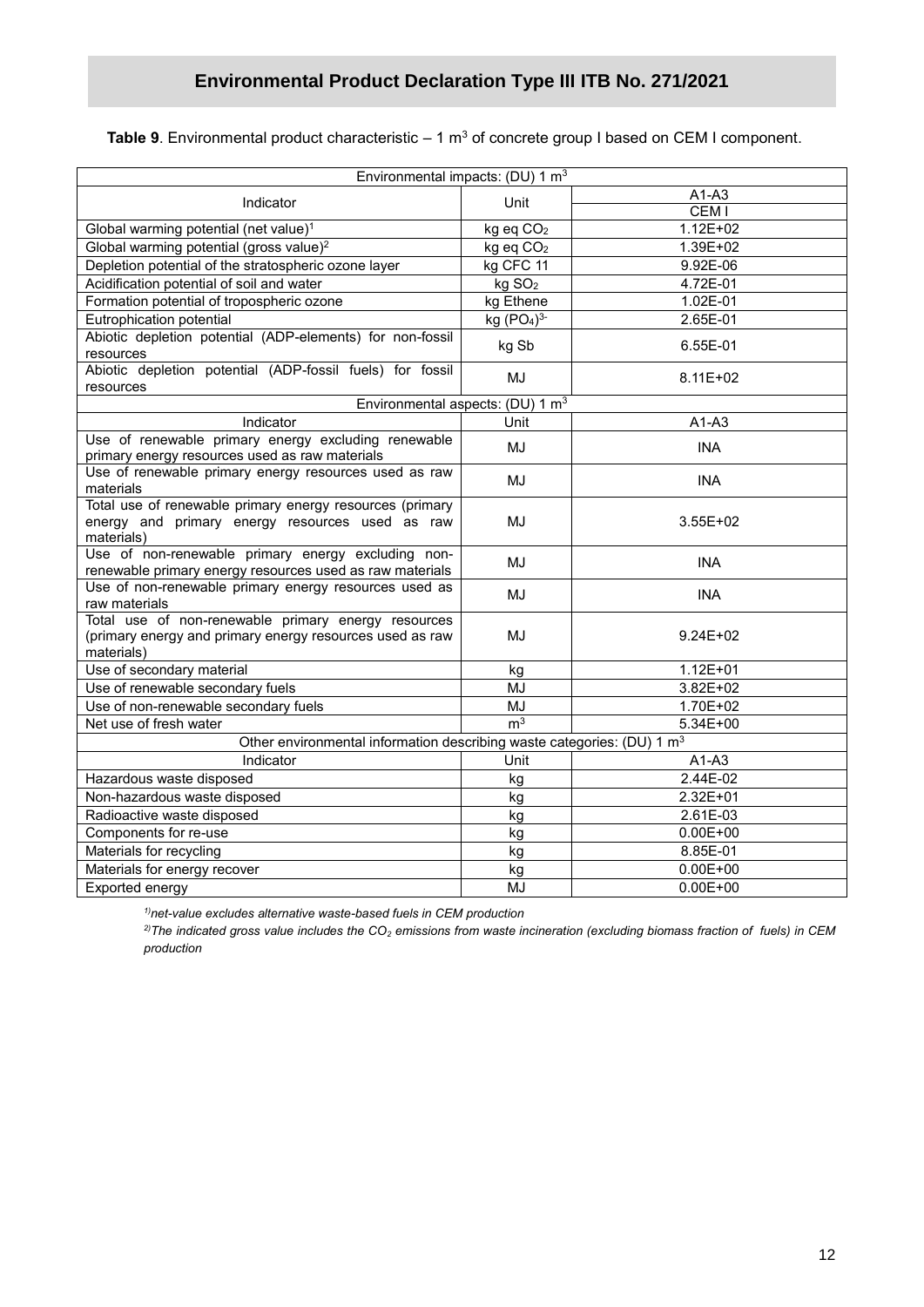**Table 9**. Environmental product characteristic – 1 $m^3$ of concrete group I based on CEM I component.

| Environmental impacts: (DU) 1 $m^3$ | | |
|---|---|---|
| Indicator | Unit | A1-A3 |
| | | CEM I |
| Global warming potential (net value)[1] | kg eq $CO_2$ | 1.12E+02 |
| Global warming potential (gross value)[2] | kg eq $CO_2$ | 1.39E+02 |
| Depletion potential of the stratospheric ozone layer | kg CFC 11 | 9.92E-06 |
| Acidification potential of soil and water | kg $SO_2$ | 4.72E-01 |
| Formation potential of tropospheric ozone | kg Ethene | 1.02E-01 |
| Eutrophication potential | kg $(PO_4)^{3-}$ | 2.65E-01 |
| Abiotic depletion potential (ADP-elements) for non-fossil resources | kg Sb | 6.55E-01 |
| Abiotic depletion potential (ADP-fossil fuels) for fossil resources | MJ | 8.11E+02 |
| Environmental aspects: (DU) 1 $m^3$ | | |
| Indicator | Unit | A1-A3 |
| Use of renewable primary energy excluding renewable primary energy resources used as raw materials | MJ | INA |
| Use of renewable primary energy resources used as raw materials | MJ | INA |
| Total use of renewable primary energy resources (primary energy and primary energy resources used as raw materials) | MJ | 3.55E+02 |
| Use of non-renewable primary energy excluding non-renewable primary energy resources used as raw materials | MJ | INA |
| Use of non-renewable primary energy resources used as raw materials | MJ | INA |
| Total use of non-renewable primary energy resources (primary energy and primary energy resources used as raw materials) | MJ | 9.24E+02 |
| Use of secondary material | kg | 1.12E+01 |
| Use of renewable secondary fuels | MJ | 3.82E+02 |
| Use of non-renewable secondary fuels | MJ | 1.70E+02 |
| Net use of fresh water | $m^3$ | 5.34E+00 |
| Other environmental information describing waste categories: (DU) 1 $m^3$ | | |
| Indicator | Unit | A1-A3 |
| Hazardous waste disposed | kg | 2.44E-02 |
| Non-hazardous waste disposed | kg | 2.32E+01 |
| Radioactive waste disposed | kg | 2.61E-03 |
| Components for re-use | kg | 0.00E+00 |
| Materials for recycling | kg | 8.85E-01 |
| Materials for energy recover | kg | 0.00E+00 |
| Exported energy | MJ | 0.00E+00 |

*[1] net-value excludes alternative waste-based fuels in CEM production*

*[2] The indicated gross value includes the $CO_2$ emissions from waste incineration (excluding biomass fraction of fuels) in CEM production*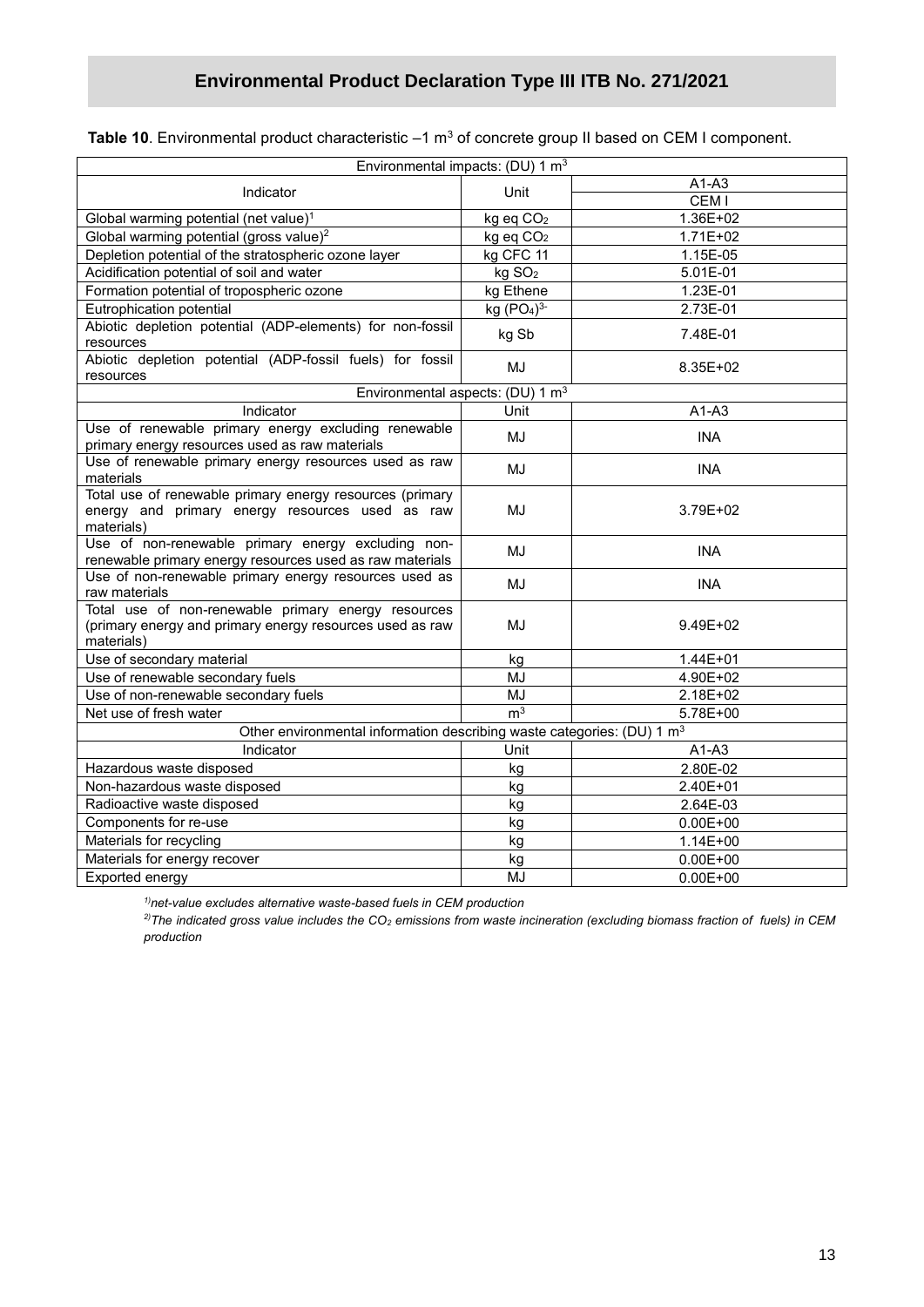# Environmental Product Declaration Type III ITB No. 271/2021

**Table 10**. Environmental product characteristic –1 $m^3$ of concrete group II based on CEM I component.

| Environmental impacts: (DU) 1 $m^3$ | | |
|---|---|---|
| Indicator | Unit | A1-A3 |
| | | CEM I |
| Global warming potential (net value)[1] | kg eq $CO_2$ | 1.36E+02 |
| Global warming potential (gross value)[2] | kg eq $CO_2$ | 1.71E+02 |
| Depletion potential of the stratospheric ozone layer | kg CFC 11 | 1.15E-05 |
| Acidification potential of soil and water | kg $SO_2$ | 5.01E-01 |
| Formation potential of tropospheric ozone | kg Ethene | 1.23E-01 |
| Eutrophication potential | kg $(PO_4)^{3-}$ | 2.73E-01 |
| Abiotic depletion potential (ADP-elements) for non-fossil resources | kg Sb | 7.48E-01 |
| Abiotic depletion potential (ADP-fossil fuels) for fossil resources | MJ | 8.35E+02 |
| **Environmental aspects: (DU) 1 $m^3$** | | |
| Indicator | Unit | A1-A3 |
| Use of renewable primary energy excluding renewable primary energy resources used as raw materials | MJ | INA |
| Use of renewable primary energy resources used as raw materials | MJ | INA |
| Total use of renewable primary energy resources (primary energy and primary energy resources used as raw materials) | MJ | 3.79E+02 |
| Use of non-renewable primary energy excluding non-renewable primary energy resources used as raw materials | MJ | INA |
| Use of non-renewable primary energy resources used as raw materials | MJ | INA |
| Total use of non-renewable primary energy resources (primary energy and primary energy resources used as raw materials) | MJ | 9.49E+02 |
| Use of secondary material | kg | 1.44E+01 |
| Use of renewable secondary fuels | MJ | 4.90E+02 |
| Use of non-renewable secondary fuels | MJ | 2.18E+02 |
| Net use of fresh water | $m^3$ | 5.78E+00 |
| **Other environmental information describing waste categories: (DU) 1 $m^3$** | | |
| Indicator | Unit | A1-A3 |
| Hazardous waste disposed | kg | 2.80E-02 |
| Non-hazardous waste disposed | kg | 2.40E+01 |
| Radioactive waste disposed | kg | 2.64E-03 |
| Components for re-use | kg | 0.00E+00 |
| Materials for recycling | kg | 1.14E+00 |
| Materials for energy recover | kg | 0.00E+00 |
| Exported energy | MJ | 0.00E+00 |

*[1]) net-value excludes alternative waste-based fuels in CEM production*

*[2]) The indicated gross value includes the $CO_2$ emissions from waste incineration (excluding biomass fraction of fuels) in CEM production*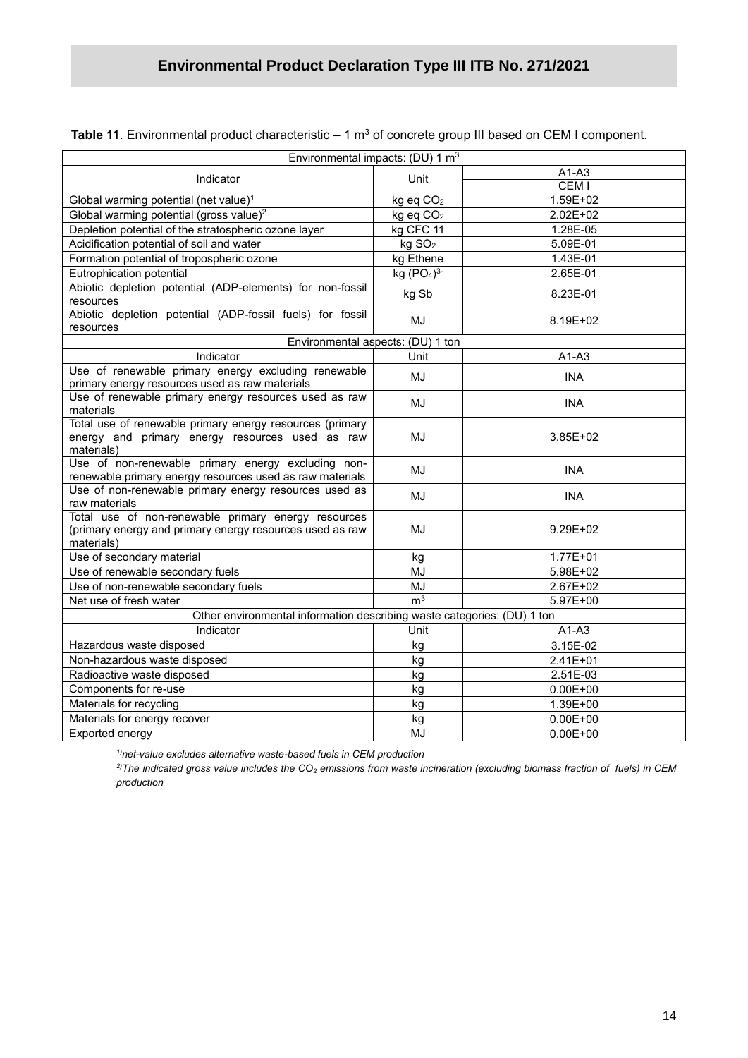**Table 11**. Environmental product characteristic – 1 $m^3$ of concrete group III based on CEM I component.

| Environmental impacts: (DU) 1 $m^3$ | | |
|---|---|---|
| Indicator | Unit | A1-A3 |
| | | CEM I |
| Global warming potential (net value)[1] | kg eq $CO_2$ | 1.59E+02 |
| Global warming potential (gross value)[2] | kg eq $CO_2$ | 2.02E+02 |
| Depletion potential of the stratospheric ozone layer | kg CFC 11 | 1.28E-05 |
| Acidification potential of soil and water | kg $SO_2$ | 5.09E-01 |
| Formation potential of tropospheric ozone | kg Ethene | 1.43E-01 |
| Eutrophication potential | kg $(PO_4)^{3-}$ | 2.65E-01 |
| Abiotic depletion potential (ADP-elements) for non-fossil resources | kg Sb | 8.23E-01 |
| Abiotic depletion potential (ADP-fossil fuels) for fossil resources | MJ | 8.19E+02 |
| **Environmental aspects: (DU) 1 ton** | | |
| Indicator | Unit | A1-A3 |
| Use of renewable primary energy excluding renewable primary energy resources used as raw materials | MJ | INA |
| Use of renewable primary energy resources used as raw materials | MJ | INA |
| Total use of renewable primary energy resources (primary energy and primary energy resources used as raw materials) | MJ | 3.85E+02 |
| Use of non-renewable primary energy excluding non-renewable primary energy resources used as raw materials | MJ | INA |
| Use of non-renewable primary energy resources used as raw materials | MJ | INA |
| Total use of non-renewable primary energy resources (primary energy and primary energy resources used as raw materials) | MJ | 9.29E+02 |
| Use of secondary material | kg | 1.77E+01 |
| Use of renewable secondary fuels | MJ | 5.98E+02 |
| Use of non-renewable secondary fuels | MJ | 2.67E+02 |
| Net use of fresh water | $m^3$ | 5.97E+00 |
| **Other environmental information describing waste categories: (DU) 1 ton** | | |
| Indicator | Unit | A1-A3 |
| Hazardous waste disposed | kg | 3.15E-02 |
| Non-hazardous waste disposed | kg | 2.41E+01 |
| Radioactive waste disposed | kg | 2.51E-03 |
| Components for re-use | kg | 0.00E+00 |
| Materials for recycling | kg | 1.39E+00 |
| Materials for energy recover | kg | 0.00E+00 |
| Exported energy | MJ | 0.00E+00 |

*[1)] net-value excludes alternative waste-based fuels in CEM production*

*[2)] The indicated gross value includes the $CO_2$ emissions from waste incineration (excluding biomass fraction of fuels) in CEM production*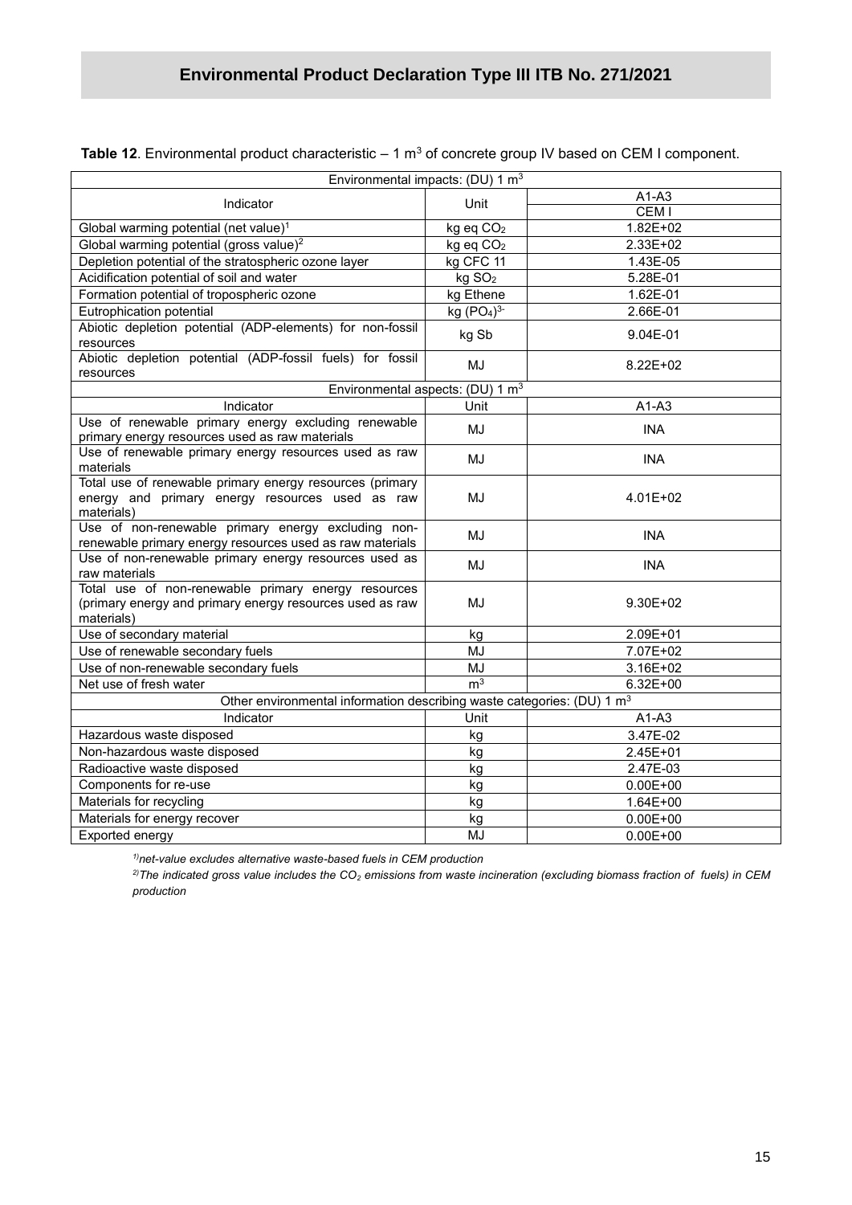## Environmental Product Declaration Type III ITB No. 271/2021

**Table 12**. Environmental product characteristic – 1 m$^3$ of concrete group IV based on CEM I component.

| Environmental impacts: (DU) 1 m$^3$ | | |
|---|---|---|
| Indicator | Unit | A1-A3 |
| | | CEM I |
| Global warming potential (net value)[1] | kg eq $CO_2$ | 1.82E+02 |
| Global warming potential (gross value)[2] | kg eq $CO_2$ | 2.33E+02 |
| Depletion potential of the stratospheric ozone layer | kg CFC 11 | 1.43E-05 |
| Acidification potential of soil and water | kg $SO_2$ | 5.28E-01 |
| Formation potential of tropospheric ozone | kg Ethene | 1.62E-01 |
| Eutrophication potential | kg $(PO_4)^{3-}$ | 2.66E-01 |
| Abiotic depletion potential (ADP-elements) for non-fossil resources | kg Sb | 9.04E-01 |
| Abiotic depletion potential (ADP-fossil fuels) for fossil resources | MJ | 8.22E+02 |
| **Environmental aspects: (DU) 1 m$^3$** | | |
| Indicator | Unit | A1-A3 |
| Use of renewable primary energy excluding renewable primary energy resources used as raw materials | MJ | INA |
| Use of renewable primary energy resources used as raw materials | MJ | INA |
| Total use of renewable primary energy resources (primary energy and primary energy resources used as raw materials) | MJ | 4.01E+02 |
| Use of non-renewable primary energy excluding non-renewable primary energy resources used as raw materials | MJ | INA |
| Use of non-renewable primary energy resources used as raw materials | MJ | INA |
| Total use of non-renewable primary energy resources (primary energy and primary energy resources used as raw materials) | MJ | 9.30E+02 |
| Use of secondary material | kg | 2.09E+01 |
| Use of renewable secondary fuels | MJ | 7.07E+02 |
| Use of non-renewable secondary fuels | MJ | 3.16E+02 |
| Net use of fresh water | m$^3$ | 6.32E+00 |
| **Other environmental information describing waste categories: (DU) 1 m$^3$** | | |
| Indicator | Unit | A1-A3 |
| Hazardous waste disposed | kg | 3.47E-02 |
| Non-hazardous waste disposed | kg | 2.45E+01 |
| Radioactive waste disposed | kg | 2.47E-03 |
| Components for re-use | kg | 0.00E+00 |
| Materials for recycling | kg | 1.64E+00 |
| Materials for energy recover | kg | 0.00E+00 |
| Exported energy | MJ | 0.00E+00 |

*1) net-value excludes alternative waste-based fuels in CEM production*

*2) The indicated gross value includes the $CO_2$ emissions from waste incineration (excluding biomass fraction of fuels) in CEM production*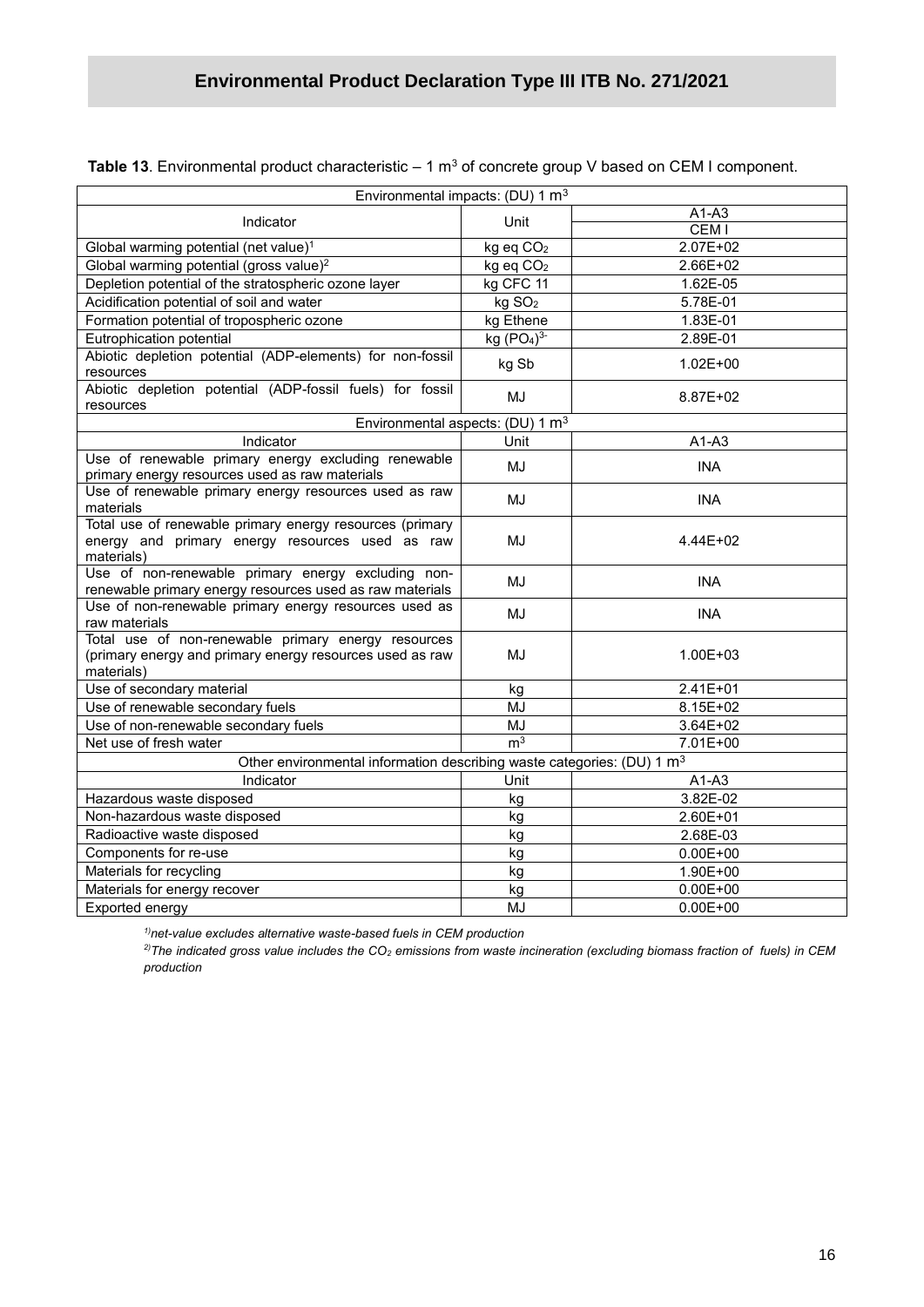**Table 13**. Environmental product characteristic – 1 m$^3$ of concrete group V based on CEM I component.

| Environmental impacts: (DU) 1 m$^3$ | | |
|---|---|---|
| Indicator | Unit | A1-A3 |
| | | CEM I |
| Global warming potential (net value)[1] | kg eq $CO_2$ | 2.07E+02 |
| Global warming potential (gross value)[2] | kg eq $CO_2$ | 2.66E+02 |
| Depletion potential of the stratospheric ozone layer | kg CFC 11 | 1.62E-05 |
| Acidification potential of soil and water | kg $SO_2$ | 5.78E-01 |
| Formation potential of tropospheric ozone | kg Ethene | 1.83E-01 |
| Eutrophication potential | kg $(PO_4)^{3-}$ | 2.89E-01 |
| Abiotic depletion potential (ADP-elements) for non-fossil resources | kg Sb | 1.02E+00 |
| Abiotic depletion potential (ADP-fossil fuels) for fossil resources | MJ | 8.87E+02 |
| Environmental aspects: (DU) 1 m$^3$ | | |
| Indicator | Unit | A1-A3 |
| Use of renewable primary energy excluding renewable primary energy resources used as raw materials | MJ | INA |
| Use of renewable primary energy resources used as raw materials | MJ | INA |
| Total use of renewable primary energy resources (primary energy and primary energy resources used as raw materials) | MJ | 4.44E+02 |
| Use of non-renewable primary energy excluding non-renewable primary energy resources used as raw materials | MJ | INA |
| Use of non-renewable primary energy resources used as raw materials | MJ | INA |
| Total use of non-renewable primary energy resources (primary energy and primary energy resources used as raw materials) | MJ | 1.00E+03 |
| Use of secondary material | kg | 2.41E+01 |
| Use of renewable secondary fuels | MJ | 8.15E+02 |
| Use of non-renewable secondary fuels | MJ | 3.64E+02 |
| Net use of fresh water | m$^3$ | 7.01E+00 |
| Other environmental information describing waste categories: (DU) 1 m$^3$ | | |
| Indicator | Unit | A1-A3 |
| Hazardous waste disposed | kg | 3.82E-02 |
| Non-hazardous waste disposed | kg | 2.60E+01 |
| Radioactive waste disposed | kg | 2.68E-03 |
| Components for re-use | kg | 0.00E+00 |
| Materials for recycling | kg | 1.90E+00 |
| Materials for energy recover | kg | 0.00E+00 |
| Exported energy | MJ | 0.00E+00 |

*[1] net-value excludes alternative waste-based fuels in CEM production*

*[2] The indicated gross value includes the $CO_2$ emissions from waste incineration (excluding biomass fraction of fuels) in CEM production*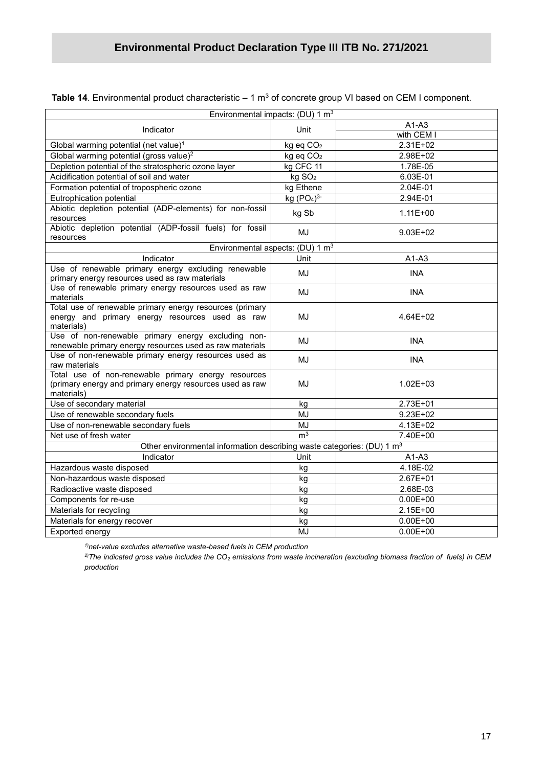**Table 14**. Environmental product characteristic – 1 $m^3$ of concrete group VI based on CEM I component.

| Environmental impacts: (DU) 1 $m^3$ | | |
|---|---|---|
| Indicator | Unit | A1-A3<br>with CEM I |
| Global warming potential (net value)[1] | kg eq $CO_2$ | 2.31E+02 |
| Global warming potential (gross value)[2] | kg eq $CO_2$ | 2.98E+02 |
| Depletion potential of the stratospheric ozone layer | kg CFC 11 | 1.78E-05 |
| Acidification potential of soil and water | kg $SO_2$ | 6.03E-01 |
| Formation potential of tropospheric ozone | kg Ethene | 2.04E-01 |
| Eutrophication potential | kg $(PO_4)^{3-}$ | 2.94E-01 |
| Abiotic depletion potential (ADP-elements) for non-fossil resources | kg Sb | 1.11E+00 |
| Abiotic depletion potential (ADP-fossil fuels) for fossil resources | MJ | 9.03E+02 |
| **Environmental aspects: (DU) 1 $m^3$** | | |
| Indicator | Unit | A1-A3 |
| Use of renewable primary energy excluding renewable primary energy resources used as raw materials | MJ | INA |
| Use of renewable primary energy resources used as raw materials | MJ | INA |
| Total use of renewable primary energy resources (primary energy and primary energy resources used as raw materials) | MJ | 4.64E+02 |
| Use of non-renewable primary energy excluding non-renewable primary energy resources used as raw materials | MJ | INA |
| Use of non-renewable primary energy resources used as raw materials | MJ | INA |
| Total use of non-renewable primary energy resources (primary energy and primary energy resources used as raw materials) | MJ | 1.02E+03 |
| Use of secondary material | kg | 2.73E+01 |
| Use of renewable secondary fuels | MJ | 9.23E+02 |
| Use of non-renewable secondary fuels | MJ | 4.13E+02 |
| Net use of fresh water | $m^3$ | 7.40E+00 |
| **Other environmental information describing waste categories: (DU) 1 $m^3$** | | |
| Indicator | Unit | A1-A3 |
| Hazardous waste disposed | kg | 4.18E-02 |
| Non-hazardous waste disposed | kg | 2.67E+01 |
| Radioactive waste disposed | kg | 2.68E-03 |
| Components for re-use | kg | 0.00E+00 |
| Materials for recycling | kg | 2.15E+00 |
| Materials for energy recover | kg | 0.00E+00 |
| Exported energy | MJ | 0.00E+00 |

*[1)] net-value excludes alternative waste-based fuels in CEM production*

*[2)] The indicated gross value includes the $CO_2$ emissions from waste incineration (excluding biomass fraction of fuels) in CEM production*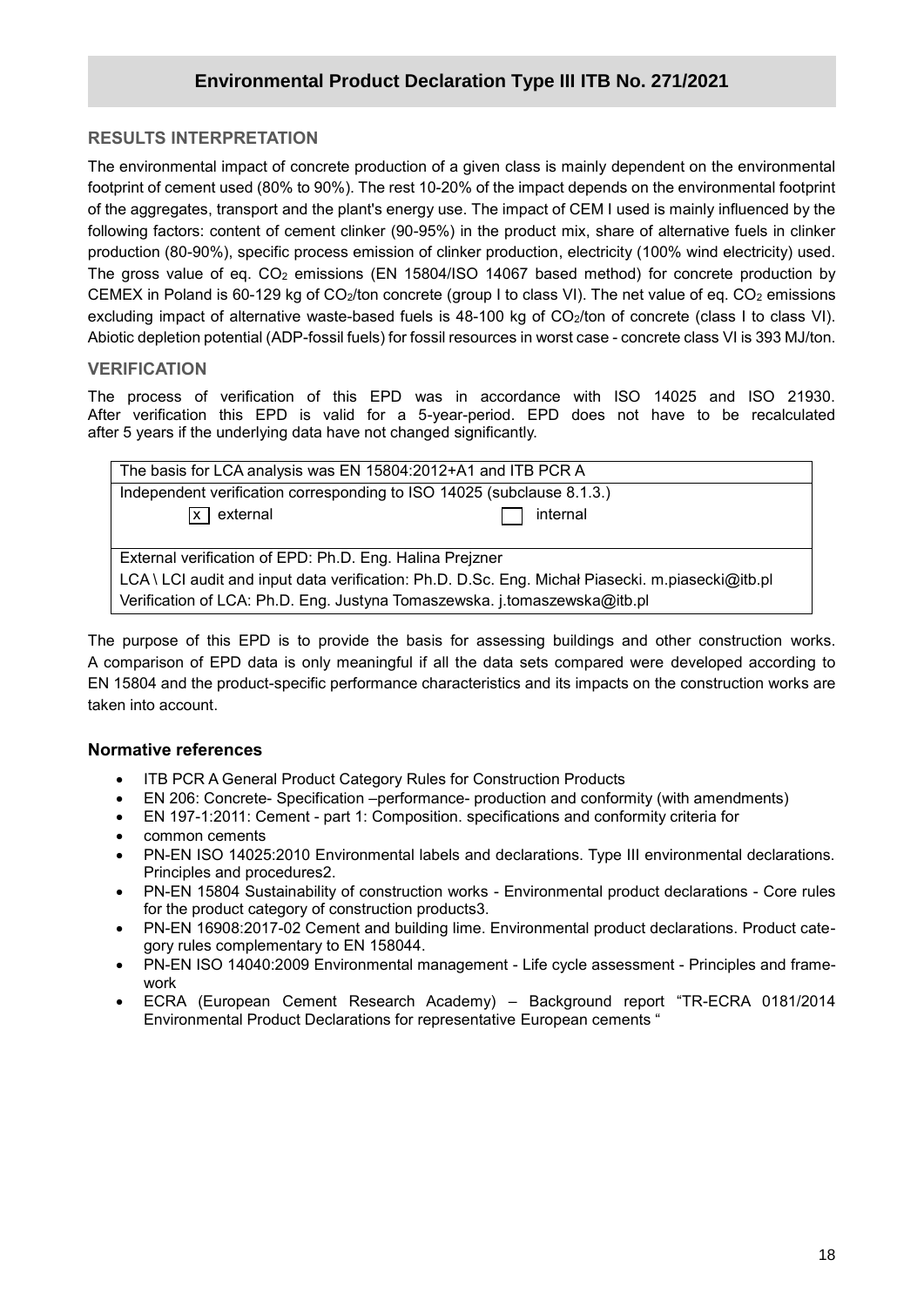## RESULTS INTERPRETATION

The environmental impact of concrete production of a given class is mainly dependent on the environmental footprint of cement used (80% to 90%). The rest 10-20% of the impact depends on the environmental footprint of the aggregates, transport and the plant's energy use. The impact of CEM I used is mainly influenced by the following factors: content of cement clinker (90-95%) in the product mix, share of alternative fuels in clinker production (80-90%), specific process emission of clinker production, electricity (100% wind electricity) used. The gross value of eq. $CO_2$ emissions (EN 15804/ISO 14067 based method) for concrete production by CEMEX in Poland is 60-129 kg of $CO_2$/ton concrete (group I to class VI). The net value of eq. $CO_2$ emissions excluding impact of alternative waste-based fuels is 48-100 kg of $CO_2$/ton of concrete (class I to class VI). Abiotic depletion potential (ADP-fossil fuels) for fossil resources in worst case - concrete class VI is 393 MJ/ton.

## VERIFICATION

The process of verification of this EPD was in accordance with ISO 14025 and ISO 21930. After verification this EPD is valid for a 5-year-period. EPD does not have to be recalculated after 5 years if the underlying data have not changed significantly.

| The basis for LCA analysis was EN 15804:2012+A1 and ITB PCR A | |
|---|---|
| Independent verification corresponding to ISO 14025 (subclause 8.1.3.) | |
| [x] external | [ ] internal |
| External verification of EPD: Ph.D. Eng. Halina Prejzner | |
| LCA \ LCI audit and input data verification: Ph.D. D.Sc. Eng. Michał Piasecki. m.piasecki@itb.pl | |
| Verification of LCA: Ph.D. Eng. Justyna Tomaszewska. j.tomaszewska@itb.pl | |

The purpose of this EPD is to provide the basis for assessing buildings and other construction works. A comparison of EPD data is only meaningful if all the data sets compared were developed according to EN 15804 and the product-specific performance characteristics and its impacts on the construction works are taken into account.

### Normative references

- ITB PCR A General Product Category Rules for Construction Products
- EN 206: Concrete- Specification –performance- production and conformity (with amendments)
- EN 197-1:2011: Cement - part 1: Composition. specifications and conformity criteria for
- common cements
- PN-EN ISO 14025:2010 Environmental labels and declarations. Type III environmental declarations. Principles and procedures2.
- PN-EN 15804 Sustainability of construction works - Environmental product declarations - Core rules for the product category of construction products3.
- PN-EN 16908:2017-02 Cement and building lime. Environmental product declarations. Product category rules complementary to EN 158044.
- PN-EN ISO 14040:2009 Environmental management - Life cycle assessment - Principles and framework
- ECRA (European Cement Research Academy) – Background report "TR-ECRA 0181/2014 Environmental Product Declarations for representative European cements "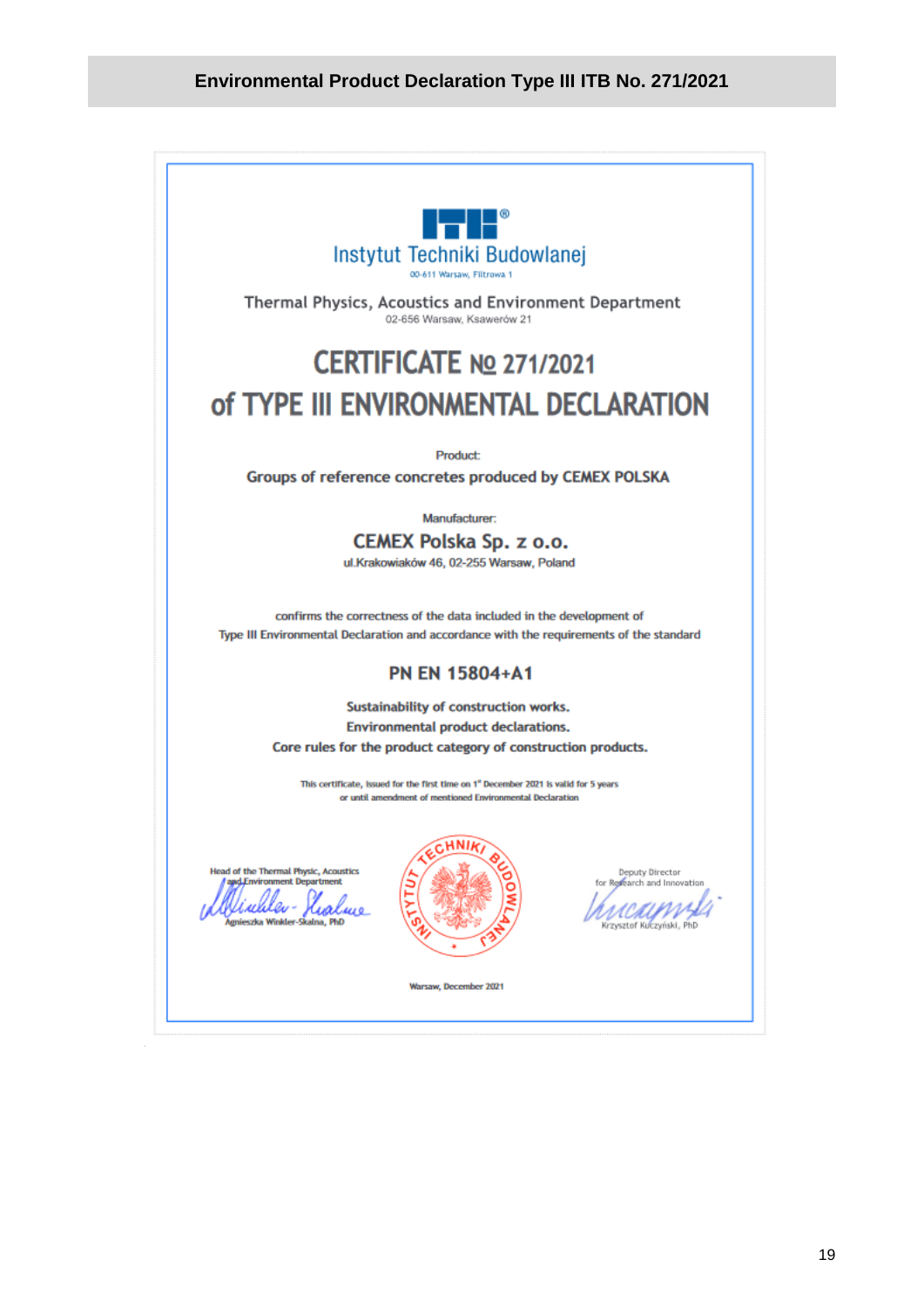Environmental Product Declaration Type III ITB No. 271/2021

Instytut Techniki Budowlanej

00-611 Warsaw, Filtrowa 1

Thermal Physics, Acoustics and Environment Department

02-656 Warsaw, Ksawerów 21

# CERTIFICATE № 271/2021
# of TYPE III ENVIRONMENTAL DECLARATION

Product:

**Groups of reference concretes produced by CEMEX POLSKA**

Manufacturer:

**CEMEX Polska Sp. z o.o.**

ul.Krakowiaków 46, 02-255 Warsaw, Poland

confirms the correctness of the data included in the development of Type III Environmental Declaration and accordance with the requirements of the standard

**PN EN 15804+A1**

**Sustainability of construction works.**
**Environmental product declarations.**
**Core rules for the product category of construction products.**

This certificate, issued for the first time on 1st December 2021 is valid for 5 years or until amendment of mentioned Environmental Declaration

Head of the Thermal Physic, Acoustics and Environment Department

Agnieszka Winkler-Skalna, PhD

INSTYTUT TECHNIKI BUDOWLANEJ

Deputy Director for Research and Innovation

Krzysztof Kuczyński, PhD

Warsaw, December 2021